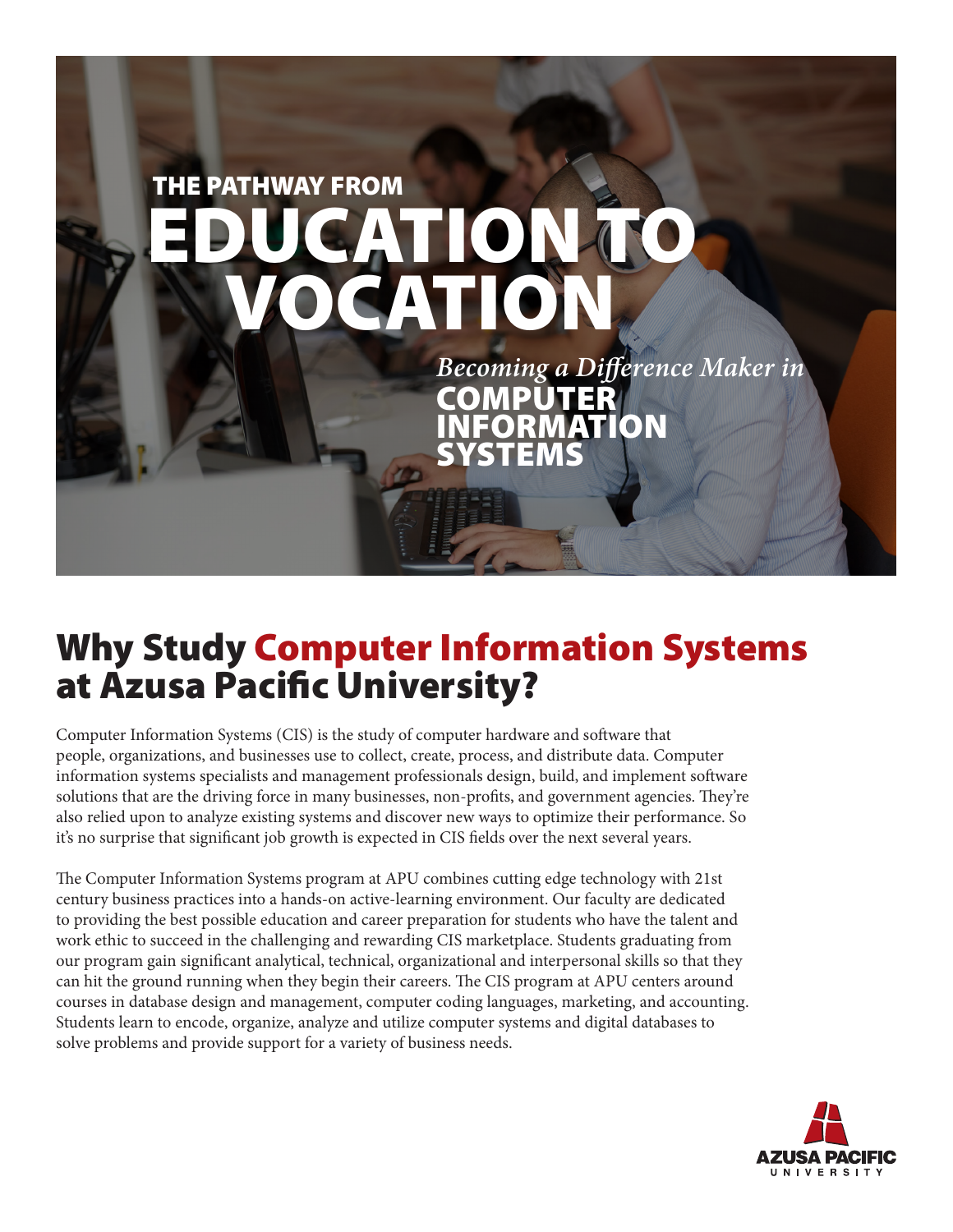# THE PATHWAY FROM EDUCATION TO VOCATION

*Becoming a Difference Maker in*

**COMPUTER INFORMATION SYSTEMS**

## Why Study Computer Information Systems at Azusa Pacific University?

Computer Information Systems (CIS) is the study of computer hardware and software that people, organizations, and businesses use to collect, create, process, and distribute data. Computer information systems specialists and management professionals design, build, and implement software solutions that are the driving force in many businesses, non-profits, and government agencies. They're also relied upon to analyze existing systems and discover new ways to optimize their performance. So it's no surprise that significant job growth is expected in CIS fields over the next several years.

The Computer Information Systems program at APU combines cutting edge technology with 21st century business practices into a hands-on active-learning environment. Our faculty are dedicated to providing the best possible education and career preparation for students who have the talent and work ethic to succeed in the challenging and rewarding CIS marketplace. Students graduating from our program gain significant analytical, technical, organizational and interpersonal skills so that they can hit the ground running when they begin their careers. The CIS program at APU centers around courses in database design and management, computer coding languages, marketing, and accounting. Students learn to encode, organize, analyze and utilize computer systems and digital databases to solve problems and provide support for a variety of business needs.

AZUSA PACIFIC UNIVERSITY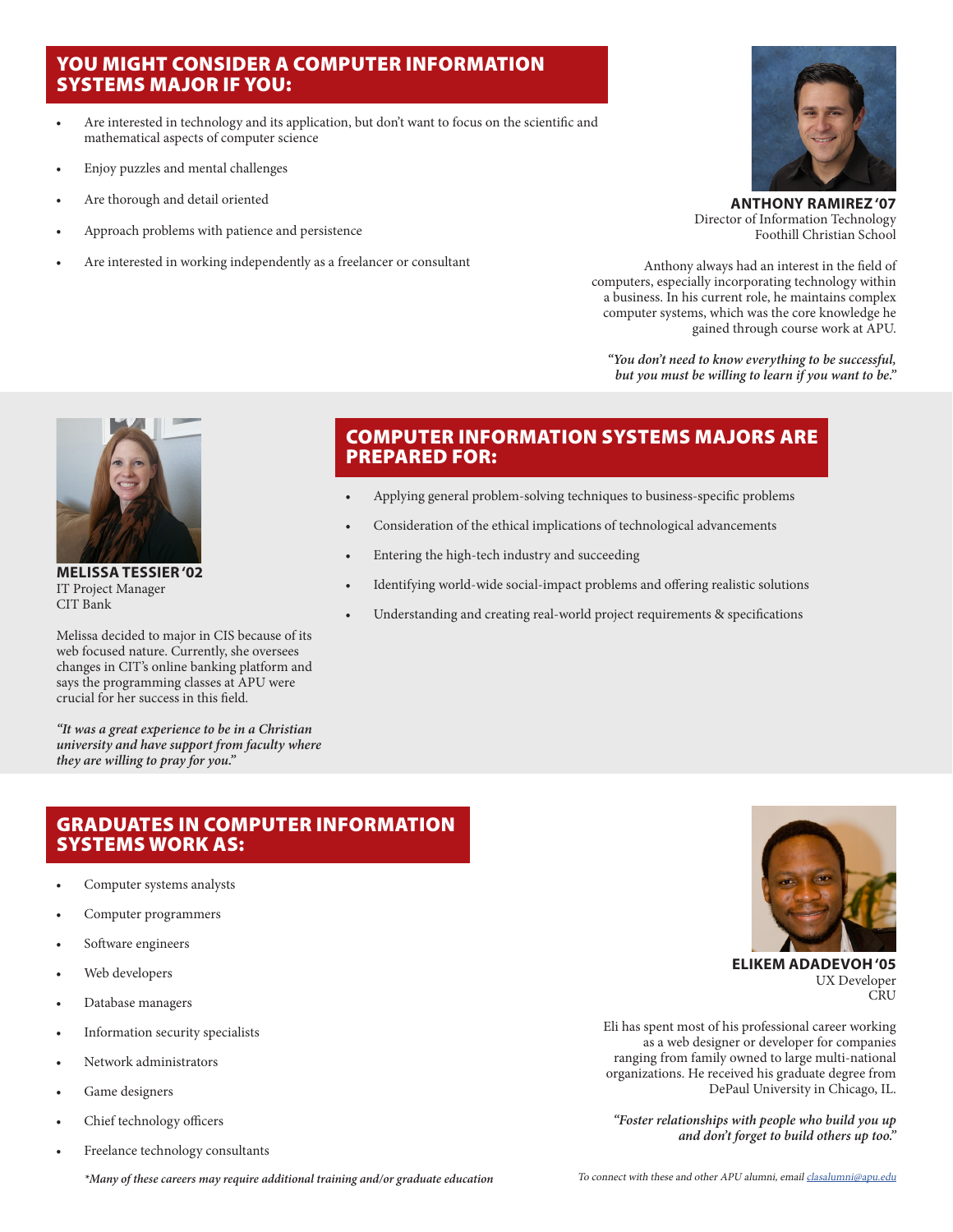## YOU MIGHT CONSIDER A COMPUTER INFORMATION SYSTEMS MAJOR IF YOU:

- Are interested in technology and its application, but don't want to focus on the scientific and mathematical aspects of computer science
- Enjoy puzzles and mental challenges
- Are thorough and detail oriented
- Approach problems with patience and persistence
- Are interested in working independently as a freelancer or consultant

**ANTHONY RAMIREZ '07**
Director of Information Technology
Foothill Christian School

Anthony always had an interest in the field of computers, especially incorporating technology within a business. In his current role, he maintains complex computer systems, which was the core knowledge he gained through course work at APU.

***"You don't need to know everything to be successful, but you must be willing to learn if you want to be."***

**MELISSA TESSIER '02**
IT Project Manager
CIT Bank

Melissa decided to major in CIS because of its web focused nature. Currently, she oversees changes in CIT's online banking platform and says the programming classes at APU were crucial for her success in this field.

***"It was a great experience to be in a Christian university and have support from faculty where they are willing to pray for you."***

## COMPUTER INFORMATION SYSTEMS MAJORS ARE PREPARED FOR:

- Applying general problem-solving techniques to business-specific problems
- Consideration of the ethical implications of technological advancements
- Entering the high-tech industry and succeeding
- Identifying world-wide social-impact problems and offering realistic solutions
- Understanding and creating real-world project requirements & specifications

## GRADUATES IN COMPUTER INFORMATION SYSTEMS WORK AS:

- Computer systems analysts
- Computer programmers
- Software engineers
- Web developers
- Database managers
- Information security specialists
- Network administrators
- Game designers
- Chief technology officers
- Freelance technology consultants

*\*Many of these careers may require additional training and/or graduate education*

**ELIKEM ADADEVOH '05**
UX Developer
CRU

Eli has spent most of his professional career working as a web designer or developer for companies ranging from family owned to large multi-national organizations. He received his graduate degree from DePaul University in Chicago, IL.

***"Foster relationships with people who build you up and don't forget to build others up too."***

*To connect with these and other APU alumni, email clasalumni@apu.edu*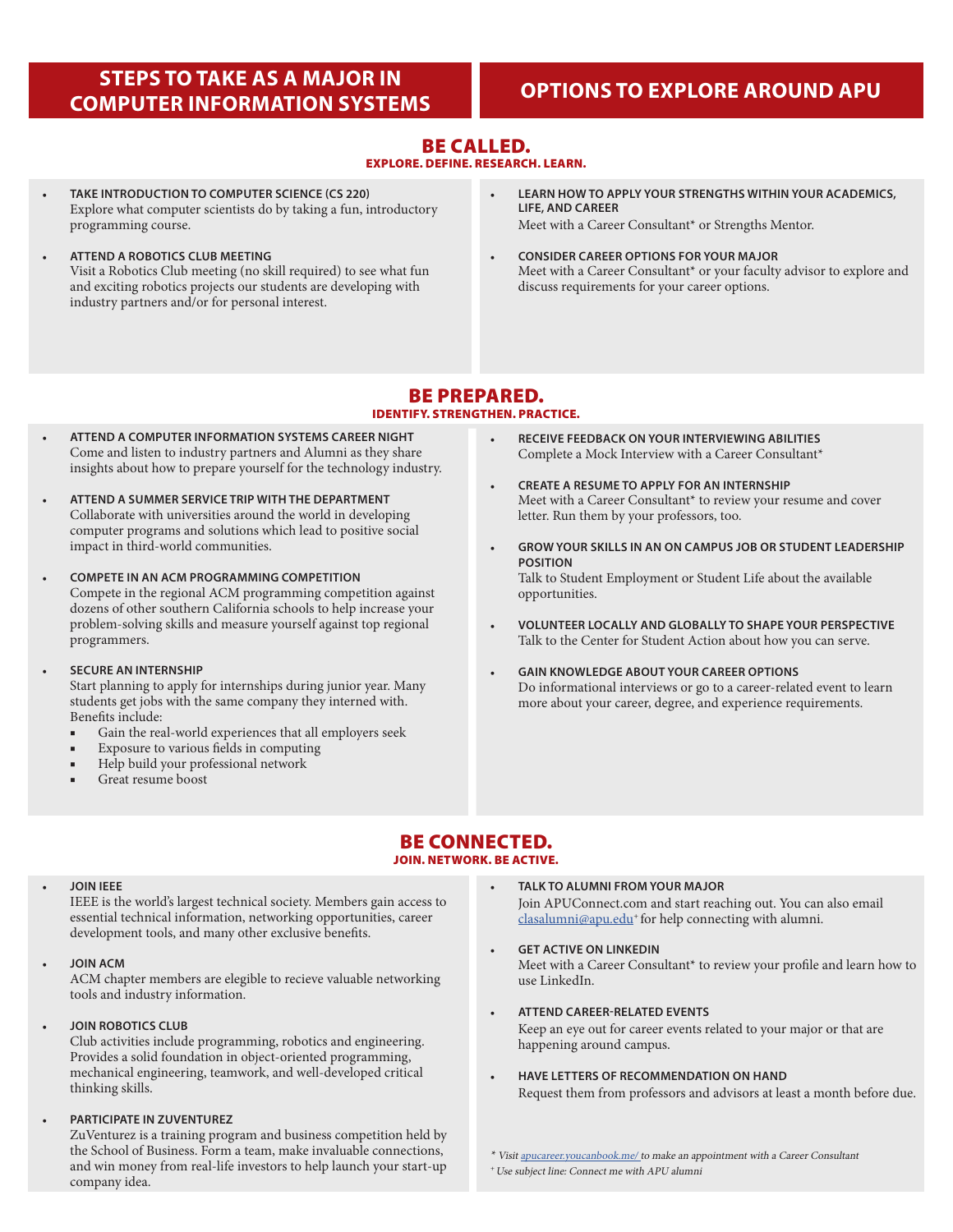# STEPS TO TAKE AS A MAJOR IN COMPUTER INFORMATION SYSTEMS

# OPTIONS TO EXPLORE AROUND APU

## BE CALLED.

### EXPLORE. DEFINE. RESEARCH. LEARN.

- **TAKE INTRODUCTION TO COMPUTER SCIENCE (CS 220)**
  Explore what computer scientists do by taking a fun, introductory programming course.
- **ATTEND A ROBOTICS CLUB MEETING**
  Visit a Robotics Club meeting (no skill required) to see what fun and exciting robotics projects our students are developing with industry partners and/or for personal interest.
- **LEARN HOW TO APPLY YOUR STRENGTHS WITHIN YOUR ACADEMICS, LIFE, AND CAREER**
  Meet with a Career Consultant* or Strengths Mentor.
- **CONSIDER CAREER OPTIONS FOR YOUR MAJOR**
  Meet with a Career Consultant* or your faculty advisor to explore and discuss requirements for your career options.

## BE PREPARED.

### IDENTIFY. STRENGTHEN. PRACTICE.

- **ATTEND A COMPUTER INFORMATION SYSTEMS CAREER NIGHT**
  Come and listen to industry partners and Alumni as they share insights about how to prepare yourself for the technology industry.
- **ATTEND A SUMMER SERVICE TRIP WITH THE DEPARTMENT**
  Collaborate with universities around the world in developing computer programs and solutions which lead to positive social impact in third-world communities.
- **COMPETE IN AN ACM PROGRAMMING COMPETITION**
  Compete in the regional ACM programming competition against dozens of other southern California schools to help increase your problem-solving skills and measure yourself against top regional programmers.
- **SECURE AN INTERNSHIP**
  Start planning to apply for internships during junior year. Many students get jobs with the same company they interned with. Benefits include:
  - Gain the real-world experiences that all employers seek
  - Exposure to various fields in computing
  - Help build your professional network
  - Great resume boost
- **RECEIVE FEEDBACK ON YOUR INTERVIEWING ABILITIES**
  Complete a Mock Interview with a Career Consultant*
- **CREATE A RESUME TO APPLY FOR AN INTERNSHIP**
  Meet with a Career Consultant* to review your resume and cover letter. Run them by your professors, too.
- **GROW YOUR SKILLS IN AN ON CAMPUS JOB OR STUDENT LEADERSHIP POSITION**
  Talk to Student Employment or Student Life about the available opportunities.
- **VOLUNTEER LOCALLY AND GLOBALLY TO SHAPE YOUR PERSPECTIVE**
  Talk to the Center for Student Action about how you can serve.
- **GAIN KNOWLEDGE ABOUT YOUR CAREER OPTIONS**
  Do informational interviews or go to a career-related event to learn more about your career, degree, and experience requirements.

## BE CONNECTED.

### JOIN. NETWORK. BE ACTIVE.

- **JOIN IEEE**
  IEEE is the world's largest technical society. Members gain access to essential technical information, networking opportunities, career development tools, and many other exclusive benefits.
- **JOIN ACM**
  ACM chapter members are elegible to recieve valuable networking tools and industry information.
- **JOIN ROBOTICS CLUB**
  Club activities include programming, robotics and engineering. Provides a solid foundation in object-oriented programming, mechanical engineering, teamwork, and well-developed critical thinking skills.
- **PARTICIPATE IN ZUVENTUREZ**
  ZuVenturez is a training program and business competition held by the School of Business. Form a team, make invaluable connections, and win money from real-life investors to help launch your start-up company idea.
- **TALK TO ALUMNI FROM YOUR MAJOR**
  Join APUConnect.com and start reaching out. You can also email clasalumni@apu.edu† for help connecting with alumni.
- **GET ACTIVE ON LINKEDIN**
  Meet with a Career Consultant* to review your profile and learn how to use LinkedIn.
- **ATTEND CAREER-RELATED EVENTS**
  Keep an eye out for career events related to your major or that are happening around campus.
- **HAVE LETTERS OF RECOMMENDATION ON HAND**
  Request them from professors and advisors at least a month before due.

*\* Visit apucareer.youcanbook.me/ to make an appointment with a Career Consultant*
*† Use subject line: Connect me with APU alumni*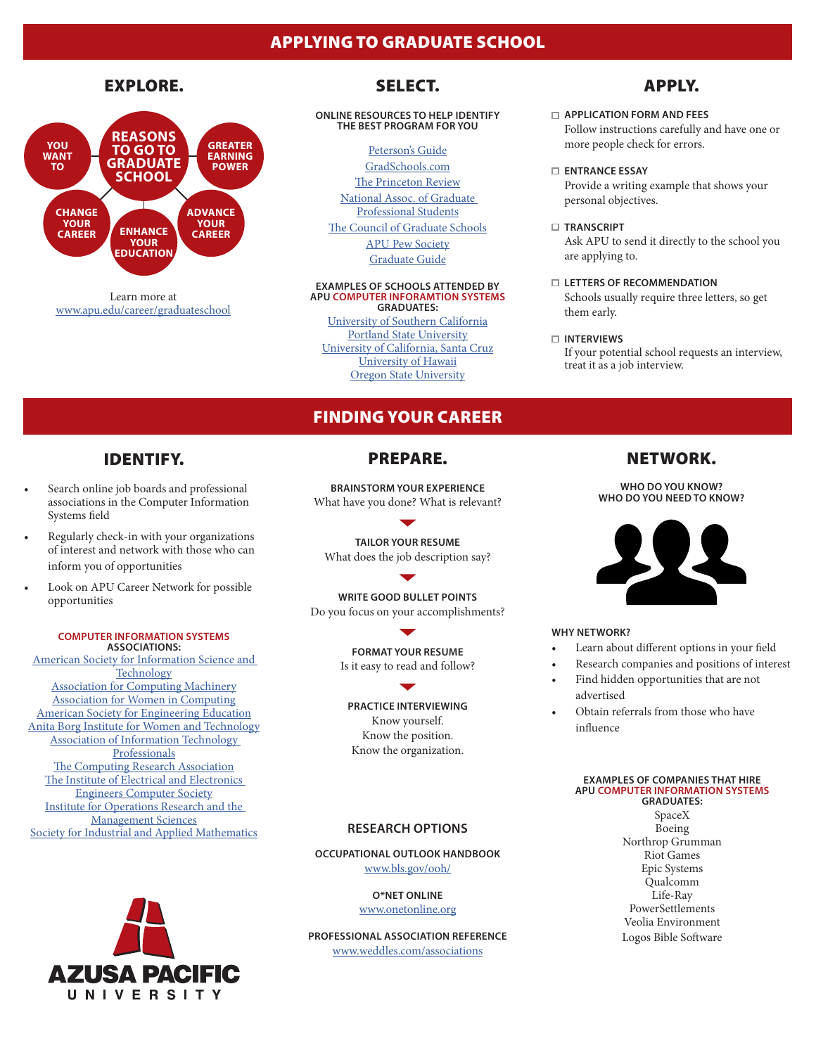# APPLYING TO GRADUATE SCHOOL

## EXPLORE.

**REASONS TO GO TO GRADUATE SCHOOL**

- YOU WANT TO
- GREATER EARNING POWER
- CHANGE YOUR CAREER
- ENHANCE YOUR EDUCATION
- ADVANCE YOUR CAREER

Learn more at
www.apu.edu/career/graduateschool

## SELECT.

**ONLINE RESOURCES TO HELP IDENTIFY THE BEST PROGRAM FOR YOU**

Peterson's Guide
GradSchools.com
The Princeton Review
National Assoc. of Graduate Professional Students
The Council of Graduate Schools
APU Pew Society
Graduate Guide

**EXAMPLES OF SCHOOLS ATTENDED BY APU COMPUTER INFORAMTION SYSTEMS GRADUATES:**

University of Southern California
Portland State University
University of California, Santa Cruz
University of Hawaii
Oregon State University

## APPLY.

- ☐ **APPLICATION FORM AND FEES**
  Follow instructions carefully and have one or more people check for errors.
- ☐ **ENTRANCE ESSAY**
  Provide a writing example that shows your personal objectives.
- ☐ **TRANSCRIPT**
  Ask APU to send it directly to the school you are applying to.
- ☐ **LETTERS OF RECOMMENDATION**
  Schools usually require three letters, so get them early.
- ☐ **INTERVIEWS**
  If your potential school requests an interview, treat it as a job interview.

# FINDING YOUR CAREER

## IDENTIFY.

- Search online job boards and professional associations in the Computer Information Systems field
- Regularly check-in with your organizations of interest and network with those who can inform you of opportunities
- Look on APU Career Network for possible opportunities

**COMPUTER INFORMATION SYSTEMS ASSOCIATIONS:**

American Society for Information Science and Technology
Association for Computing Machinery
Association for Women in Computing
American Society for Engineering Education
Anita Borg Institute for Women and Technology
Association of Information Technology Professionals
The Computing Research Association
The Institute of Electrical and Electronics Engineers Computer Society
Institute for Operations Research and the Management Sciences
Society for Industrial and Applied Mathematics

AZUSA PACIFIC UNIVERSITY

## PREPARE.

**BRAINSTORM YOUR EXPERIENCE**
What have you done? What is relevant?

**TAILOR YOUR RESUME**
What does the job description say?

**WRITE GOOD BULLET POINTS**
Do you focus on your accomplishments?

**FORMAT YOUR RESUME**
Is it easy to read and follow?

**PRACTICE INTERVIEWING**
Know yourself.
Know the position.
Know the organization.

### RESEARCH OPTIONS

**OCCUPATIONAL OUTLOOK HANDBOOK**
www.bls.gov/ooh/

**O*NET ONLINE**
www.onetonline.org

**PROFESSIONAL ASSOCIATION REFERENCE**
www.weddles.com/associations

## NETWORK.

**WHO DO YOU KNOW?
WHO DO YOU NEED TO KNOW?**

**WHY NETWORK?**

- Learn about different options in your field
- Research companies and positions of interest
- Find hidden opportunities that are not advertised
- Obtain referrals from those who have influence

**EXAMPLES OF COMPANIES THAT HIRE APU COMPUTER INFORMATION SYSTEMS GRADUATES:**

SpaceX
Boeing
Northrop Grumman
Riot Games
Epic Systems
Qualcomm
Life-Ray
PowerSettlements
Veolia Environment
Logos Bible Software